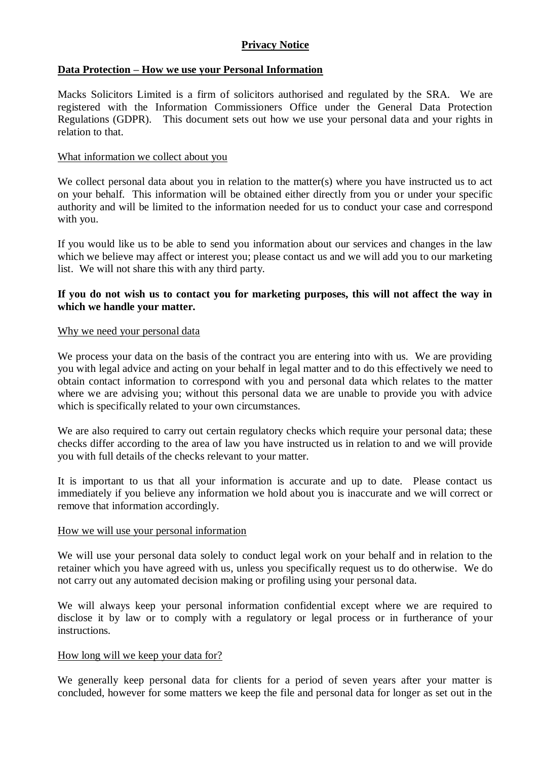# Privacy Notice

## Data Protection – How we use your Personal Information

Macks Solicitors Limited is a firm of solicitors authorised and regulated by the SRA. We are registered with the Information Commissioners Office under the General Data Protection Regulations (GDPR). This document sets out how we use your personal data and your rights in relation to that.

### What information we collect about you

We collect personal data about you in relation to the matter(s) where you have instructed us to act on your behalf. This information will be obtained either directly from you or under your specific authority and will be limited to the information needed for us to conduct your case and correspond with you.

If you would like us to be able to send you information about our services and changes in the law which we believe may affect or interest you; please contact us and we will add you to our marketing list. We will not share this with any third party.

**If you do not wish us to contact you for marketing purposes, this will not affect the way in which we handle your matter.**

### Why we need your personal data

We process your data on the basis of the contract you are entering into with us. We are providing you with legal advice and acting on your behalf in legal matter and to do this effectively we need to obtain contact information to correspond with you and personal data which relates to the matter where we are advising you; without this personal data we are unable to provide you with advice which is specifically related to your own circumstances.

We are also required to carry out certain regulatory checks which require your personal data; these checks differ according to the area of law you have instructed us in relation to and we will provide you with full details of the checks relevant to your matter.

It is important to us that all your information is accurate and up to date. Please contact us immediately if you believe any information we hold about you is inaccurate and we will correct or remove that information accordingly.

### How we will use your personal information

We will use your personal data solely to conduct legal work on your behalf and in relation to the retainer which you have agreed with us, unless you specifically request us to do otherwise. We do not carry out any automated decision making or profiling using your personal data.

We will always keep your personal information confidential except where we are required to disclose it by law or to comply with a regulatory or legal process or in furtherance of your instructions.

### How long will we keep your data for?

We generally keep personal data for clients for a period of seven years after your matter is concluded, however for some matters we keep the file and personal data for longer as set out in the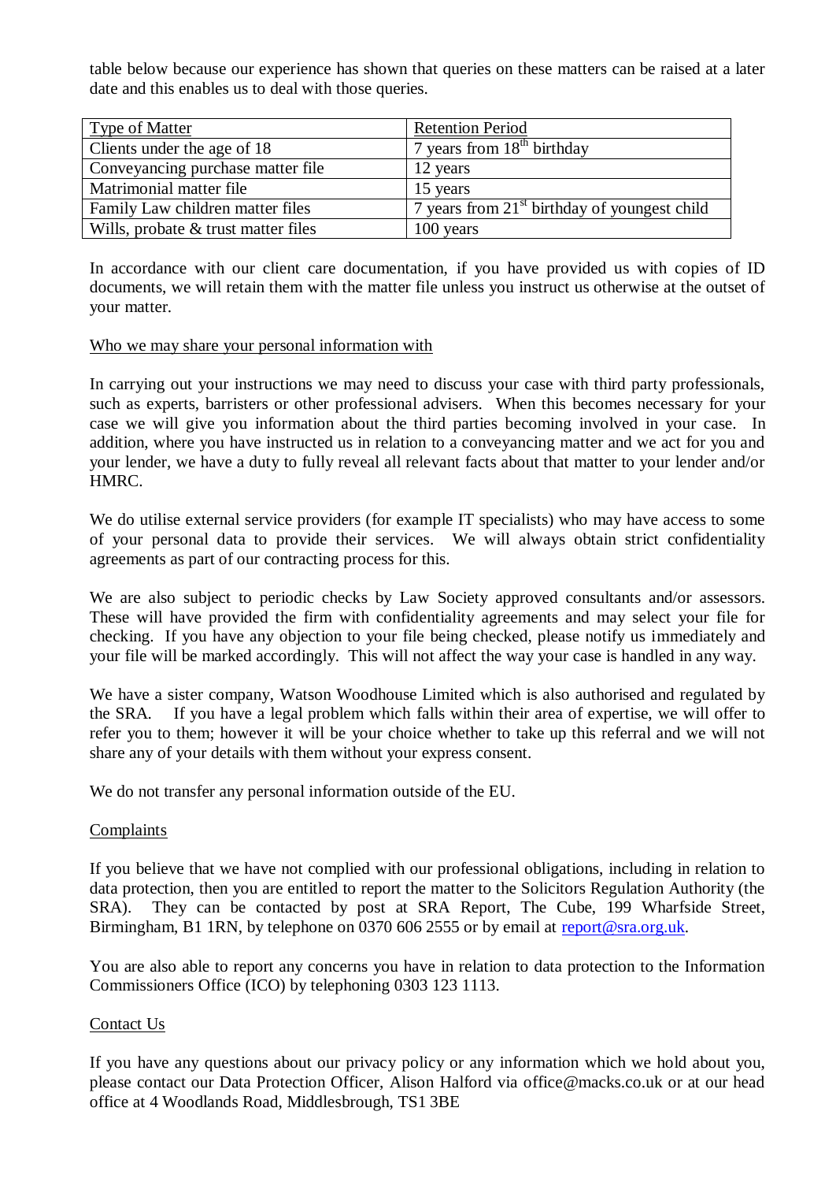table below because our experience has shown that queries on these matters can be raised at a later date and this enables us to deal with those queries.

| Type of Matter | Retention Period |
| --- | --- |
| Clients under the age of 18 | 7 years from 18th birthday |
| Conveyancing purchase matter file | 12 years |
| Matrimonial matter file | 15 years |
| Family Law children matter files | 7 years from 21st birthday of youngest child |
| Wills, probate & trust matter files | 100 years |

In accordance with our client care documentation, if you have provided us with copies of ID documents, we will retain them with the matter file unless you instruct us otherwise at the outset of your matter.

## Who we may share your personal information with

In carrying out your instructions we may need to discuss your case with third party professionals, such as experts, barristers or other professional advisers. When this becomes necessary for your case we will give you information about the third parties becoming involved in your case. In addition, where you have instructed us in relation to a conveyancing matter and we act for you and your lender, we have a duty to fully reveal all relevant facts about that matter to your lender and/or HMRC.

We do utilise external service providers (for example IT specialists) who may have access to some of your personal data to provide their services. We will always obtain strict confidentiality agreements as part of our contracting process for this.

We are also subject to periodic checks by Law Society approved consultants and/or assessors. These will have provided the firm with confidentiality agreements and may select your file for checking. If you have any objection to your file being checked, please notify us immediately and your file will be marked accordingly. This will not affect the way your case is handled in any way.

We have a sister company, Watson Woodhouse Limited which is also authorised and regulated by the SRA. If you have a legal problem which falls within their area of expertise, we will offer to refer you to them; however it will be your choice whether to take up this referral and we will not share any of your details with them without your express consent.

We do not transfer any personal information outside of the EU.

## Complaints

If you believe that we have not complied with our professional obligations, including in relation to data protection, then you are entitled to report the matter to the Solicitors Regulation Authority (the SRA). They can be contacted by post at SRA Report, The Cube, 199 Wharfside Street, Birmingham, B1 1RN, by telephone on 0370 606 2555 or by email at report@sra.org.uk.

You are also able to report any concerns you have in relation to data protection to the Information Commissioners Office (ICO) by telephoning 0303 123 1113.

## Contact Us

If you have any questions about our privacy policy or any information which we hold about you, please contact our Data Protection Officer, Alison Halford via office@macks.co.uk or at our head office at 4 Woodlands Road, Middlesbrough, TS1 3BE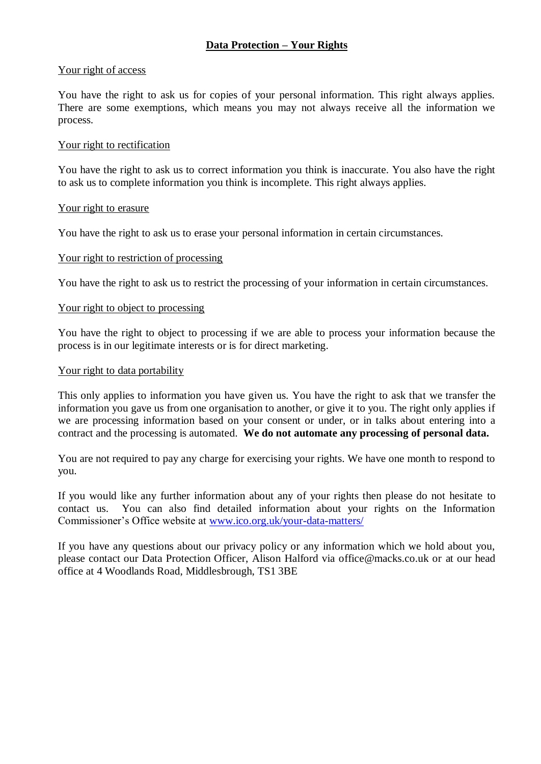# Data Protection – Your Rights

Your right of access

You have the right to ask us for copies of your personal information. This right always applies. There are some exemptions, which means you may not always receive all the information we process.

Your right to rectification

You have the right to ask us to correct information you think is inaccurate. You also have the right to ask us to complete information you think is incomplete. This right always applies.

Your right to erasure

You have the right to ask us to erase your personal information in certain circumstances.

Your right to restriction of processing

You have the right to ask us to restrict the processing of your information in certain circumstances.

Your right to object to processing

You have the right to object to processing if we are able to process your information because the process is in our legitimate interests or is for direct marketing.

Your right to data portability

This only applies to information you have given us. You have the right to ask that we transfer the information you gave us from one organisation to another, or give it to you. The right only applies if we are processing information based on your consent or under, or in talks about entering into a contract and the processing is automated. **We do not automate any processing of personal data.**

You are not required to pay any charge for exercising your rights. We have one month to respond to you.

If you would like any further information about any of your rights then please do not hesitate to contact us. You can also find detailed information about your rights on the Information Commissioner's Office website at [www.ico.org.uk/your-data-matters/](http://www.ico.org.uk/your-data-matters/)

If you have any questions about our privacy policy or any information which we hold about you, please contact our Data Protection Officer, Alison Halford via office@macks.co.uk or at our head office at 4 Woodlands Road, Middlesbrough, TS1 3BE